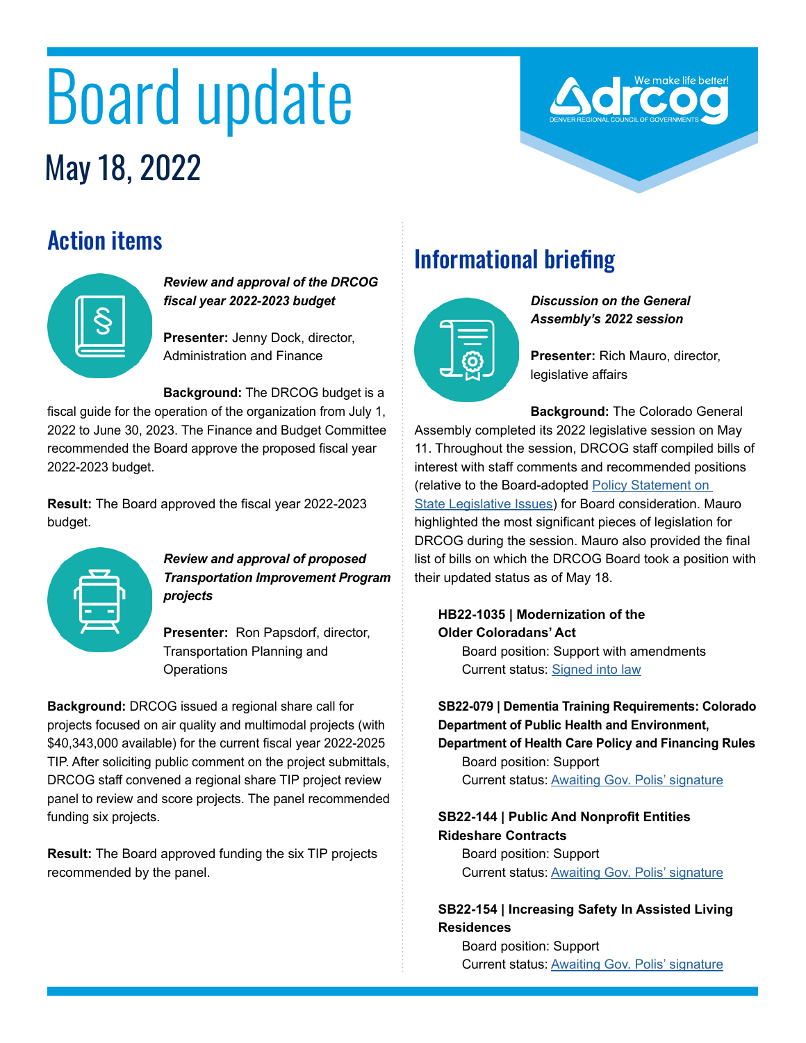# Board update

## May 18, 2022

## Action items

***Review and approval of the DRCOG fiscal year 2022-2023 budget***

**Presenter:** Jenny Dock, director, Administration and Finance

**Background:** The DRCOG budget is a fiscal guide for the operation of the organization from July 1, 2022 to June 30, 2023. The Finance and Budget Committee recommended the Board approve the proposed fiscal year 2022-2023 budget.

**Result:** The Board approved the fiscal year 2022-2023 budget.

***Review and approval of proposed Transportation Improvement Program projects***

**Presenter:** Ron Papsdorf, director, Transportation Planning and Operations

**Background:** DRCOG issued a regional share call for projects focused on air quality and multimodal projects (with $40,343,000 available) for the current fiscal year 2022-2025 TIP. After soliciting public comment on the project submittals, DRCOG staff convened a regional share TIP project review panel to review and score projects. The panel recommended funding six projects.

**Result:** The Board approved funding the six TIP projects recommended by the panel.

## Informational briefing

***Discussion on the General Assembly's 2022 session***

**Presenter:** Rich Mauro, director, legislative affairs

**Background:** The Colorado General Assembly completed its 2022 legislative session on May 11. Throughout the session, DRCOG staff compiled bills of interest with staff comments and recommended positions (relative to the Board-adopted Policy Statement on State Legislative Issues) for Board consideration. Mauro highlighted the most significant pieces of legislation for DRCOG during the session. Mauro also provided the final list of bills on which the DRCOG Board took a position with their updated status as of May 18.

**HB22-1035 | Modernization of the Older Coloradans' Act**
Board position: Support with amendments
Current status: Signed into law

**SB22-079 | Dementia Training Requirements: Colorado Department of Public Health and Environment, Department of Health Care Policy and Financing Rules**
Board position: Support
Current status: Awaiting Gov. Polis' signature

**SB22-144 | Public And Nonprofit Entities Rideshare Contracts**
Board position: Support
Current status: Awaiting Gov. Polis' signature

**SB22-154 | Increasing Safety In Assisted Living Residences**
Board position: Support
Current status: Awaiting Gov. Polis' signature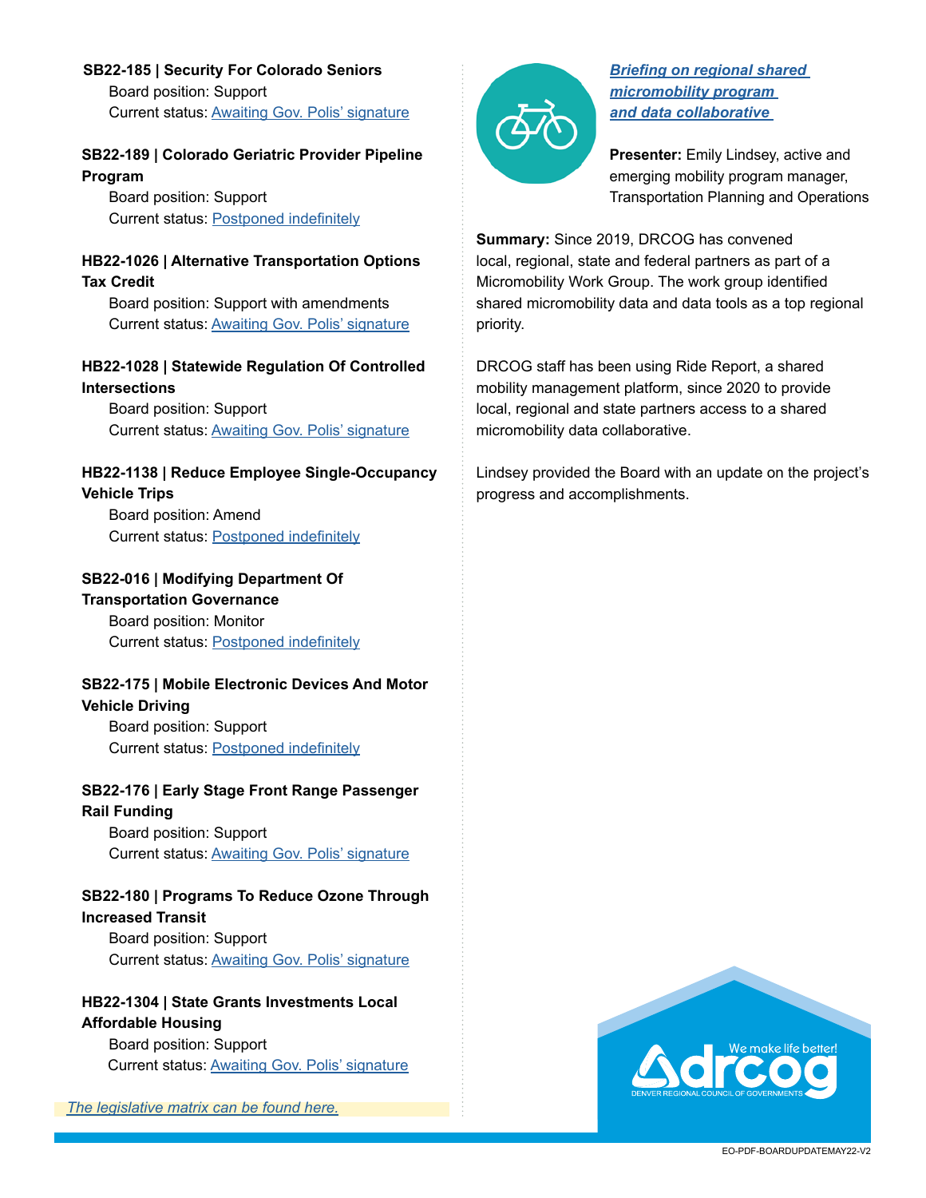**SB22-185 | Security For Colorado Seniors**

Board position: Support
Current status: Awaiting Gov. Polis' signature

**SB22-189 | Colorado Geriatric Provider Pipeline Program**

Board position: Support
Current status: Postponed indefinitely

**HB22-1026 | Alternative Transportation Options Tax Credit**

Board position: Support with amendments
Current status: Awaiting Gov. Polis' signature

**HB22-1028 | Statewide Regulation Of Controlled Intersections**

Board position: Support
Current status: Awaiting Gov. Polis' signature

**HB22-1138 | Reduce Employee Single-Occupancy Vehicle Trips**

Board position: Amend
Current status: Postponed indefinitely

**SB22-016 | Modifying Department Of Transportation Governance**

Board position: Monitor
Current status: Postponed indefinitely

**SB22-175 | Mobile Electronic Devices And Motor Vehicle Driving**

Board position: Support
Current status: Postponed indefinitely

**SB22-176 | Early Stage Front Range Passenger Rail Funding**

Board position: Support
Current status: Awaiting Gov. Polis' signature

**SB22-180 | Programs To Reduce Ozone Through Increased Transit**

Board position: Support
Current status: Awaiting Gov. Polis' signature

**HB22-1304 | State Grants Investments Local Affordable Housing**

Board position: Support
Current status: Awaiting Gov. Polis' signature

*The legislative matrix can be found here.*

### *Briefing on regional shared micromobility program and data collaborative*

**Presenter:** Emily Lindsey, active and emerging mobility program manager, Transportation Planning and Operations

**Summary:** Since 2019, DRCOG has convened local, regional, state and federal partners as part of a Micromobility Work Group. The work group identified shared micromobility data and data tools as a top regional priority.

DRCOG staff has been using Ride Report, a shared mobility management platform, since 2020 to provide local, regional and state partners access to a shared micromobility data collaborative.

Lindsey provided the Board with an update on the project's progress and accomplishments.

We make life better!
drcog
DENVER REGIONAL COUNCIL OF GOVERNMENTS

EO-PDF-BOARDUPDATEMAY22-V2